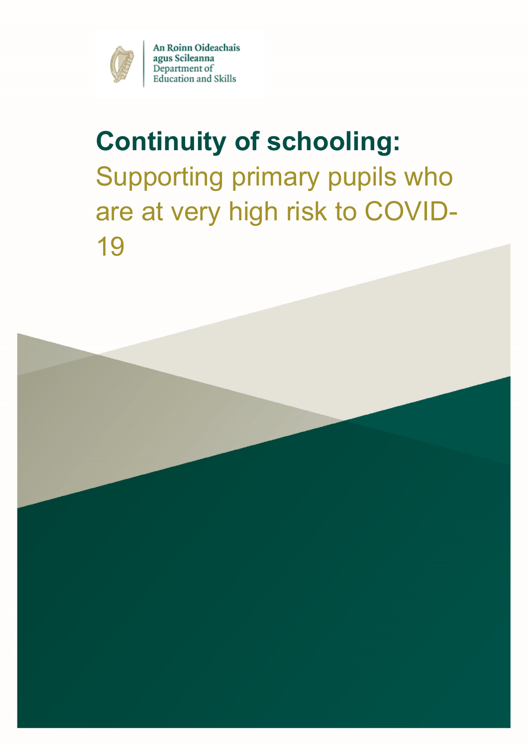An Roinn Oideachais agus Scileanna
Department of Education and Skills

# Continuity of schooling:

## Supporting primary pupils who are at very high risk to COVID-19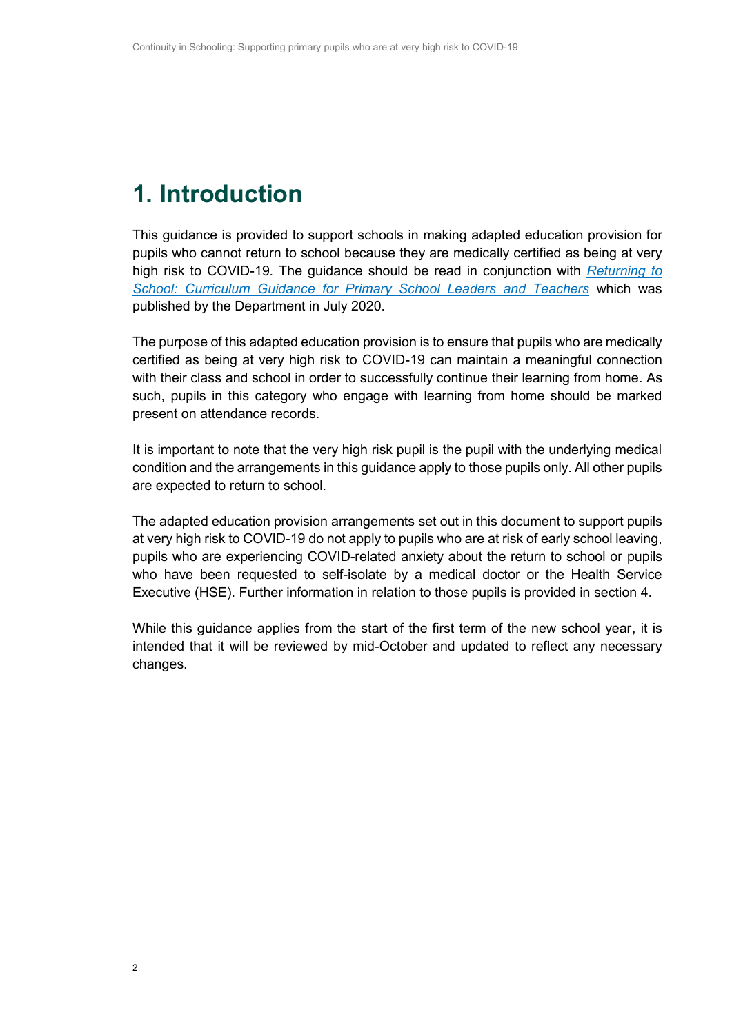# 1. Introduction

This guidance is provided to support schools in making adapted education provision for pupils who cannot return to school because they are medically certified as being at very high risk to COVID-19. The guidance should be read in conjunction with *Returning to School: Curriculum Guidance for Primary School Leaders and Teachers* which was published by the Department in July 2020.

The purpose of this adapted education provision is to ensure that pupils who are medically certified as being at very high risk to COVID-19 can maintain a meaningful connection with their class and school in order to successfully continue their learning from home. As such, pupils in this category who engage with learning from home should be marked present on attendance records.

It is important to note that the very high risk pupil is the pupil with the underlying medical condition and the arrangements in this guidance apply to those pupils only. All other pupils are expected to return to school.

The adapted education provision arrangements set out in this document to support pupils at very high risk to COVID-19 do not apply to pupils who are at risk of early school leaving, pupils who are experiencing COVID-related anxiety about the return to school or pupils who have been requested to self-isolate by a medical doctor or the Health Service Executive (HSE). Further information in relation to those pupils is provided in section 4.

While this guidance applies from the start of the first term of the new school year, it is intended that it will be reviewed by mid-October and updated to reflect any necessary changes.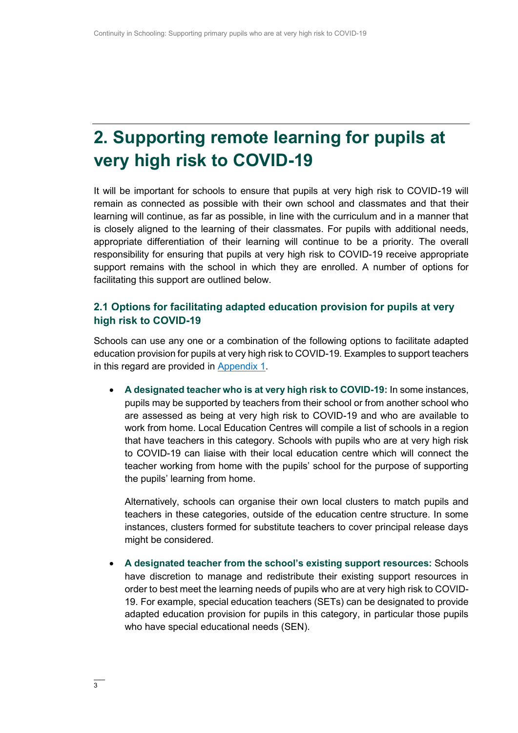# 2. Supporting remote learning for pupils at very high risk to COVID-19

It will be important for schools to ensure that pupils at very high risk to COVID-19 will remain as connected as possible with their own school and classmates and that their learning will continue, as far as possible, in line with the curriculum and in a manner that is closely aligned to the learning of their classmates. For pupils with additional needs, appropriate differentiation of their learning will continue to be a priority. The overall responsibility for ensuring that pupils at very high risk to COVID-19 receive appropriate support remains with the school in which they are enrolled. A number of options for facilitating this support are outlined below.

## 2.1 Options for facilitating adapted education provision for pupils at very high risk to COVID-19

Schools can use any one or a combination of the following options to facilitate adapted education provision for pupils at very high risk to COVID-19. Examples to support teachers in this regard are provided in Appendix 1.

- **A designated teacher who is at very high risk to COVID-19:** In some instances, pupils may be supported by teachers from their school or from another school who are assessed as being at very high risk to COVID-19 and who are available to work from home. Local Education Centres will compile a list of schools in a region that have teachers in this category. Schools with pupils who are at very high risk to COVID-19 can liaise with their local education centre which will connect the teacher working from home with the pupils' school for the purpose of supporting the pupils' learning from home.

  Alternatively, schools can organise their own local clusters to match pupils and teachers in these categories, outside of the education centre structure. In some instances, clusters formed for substitute teachers to cover principal release days might be considered.

- **A designated teacher from the school's existing support resources:** Schools have discretion to manage and redistribute their existing support resources in order to best meet the learning needs of pupils who are at very high risk to COVID-19. For example, special education teachers (SETs) can be designated to provide adapted education provision for pupils in this category, in particular those pupils who have special educational needs (SEN).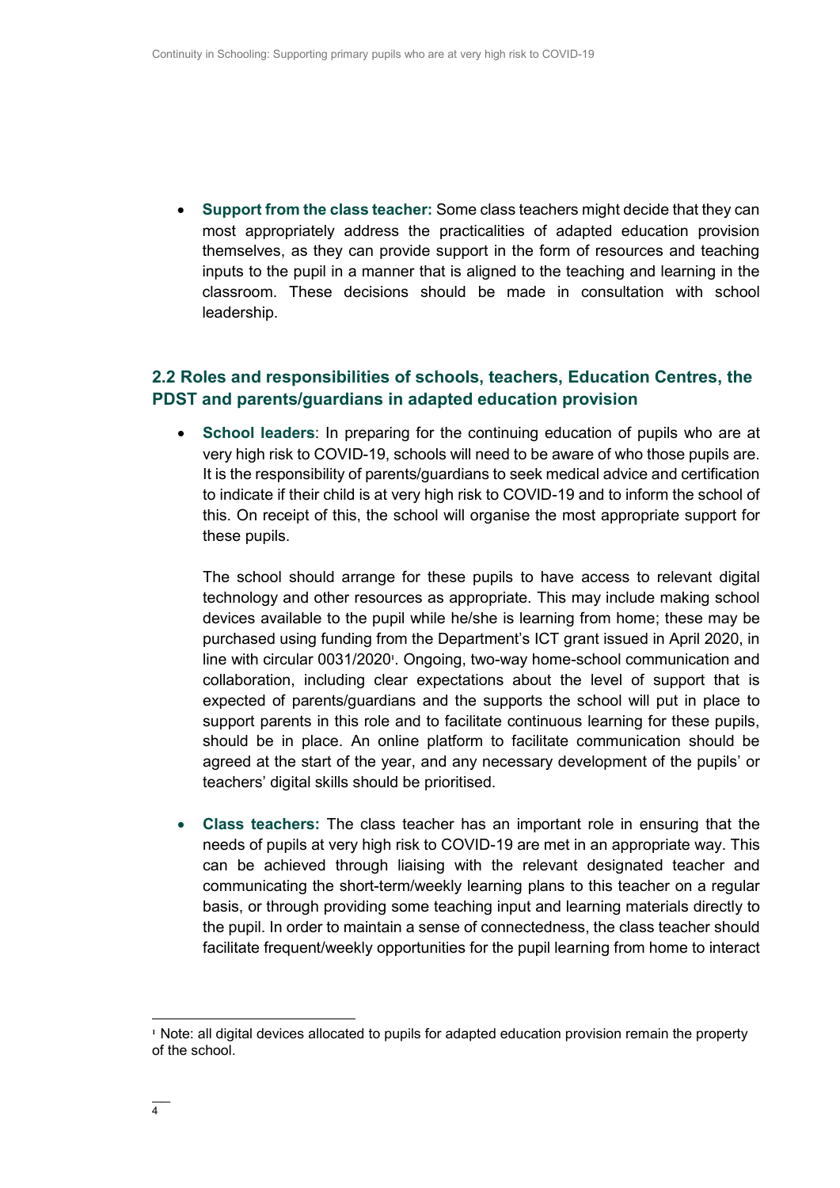- **Support from the class teacher:** Some class teachers might decide that they can most appropriately address the practicalities of adapted education provision themselves, as they can provide support in the form of resources and teaching inputs to the pupil in a manner that is aligned to the teaching and learning in the classroom. These decisions should be made in consultation with school leadership.

## 2.2 Roles and responsibilities of schools, teachers, Education Centres, the PDST and parents/guardians in adapted education provision

- **School leaders**: In preparing for the continuing education of pupils who are at very high risk to COVID-19, schools will need to be aware of who those pupils are. It is the responsibility of parents/guardians to seek medical advice and certification to indicate if their child is at very high risk to COVID-19 and to inform the school of this. On receipt of this, the school will organise the most appropriate support for these pupils.

  The school should arrange for these pupils to have access to relevant digital technology and other resources as appropriate. This may include making school devices available to the pupil while he/she is learning from home; these may be purchased using funding from the Department's ICT grant issued in April 2020, in line with circular 0031/2020[1]. Ongoing, two-way home-school communication and collaboration, including clear expectations about the level of support that is expected of parents/guardians and the supports the school will put in place to support parents in this role and to facilitate continuous learning for these pupils, should be in place. An online platform to facilitate communication should be agreed at the start of the year, and any necessary development of the pupils' or teachers' digital skills should be prioritised.

- **Class teachers:** The class teacher has an important role in ensuring that the needs of pupils at very high risk to COVID-19 are met in an appropriate way. This can be achieved through liaising with the relevant designated teacher and communicating the short-term/weekly learning plans to this teacher on a regular basis, or through providing some teaching input and learning materials directly to the pupil. In order to maintain a sense of connectedness, the class teacher should facilitate frequent/weekly opportunities for the pupil learning from home to interact

[1] Note: all digital devices allocated to pupils for adapted education provision remain the property of the school.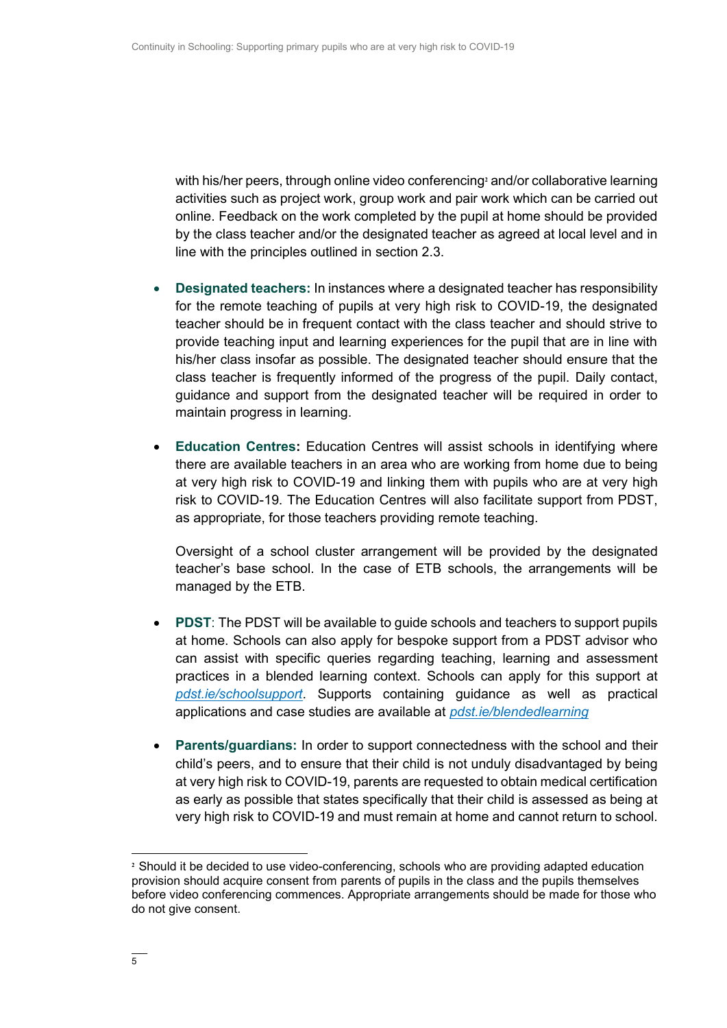with his/her peers, through online video conferencing[2] and/or collaborative learning activities such as project work, group work and pair work which can be carried out online. Feedback on the work completed by the pupil at home should be provided by the class teacher and/or the designated teacher as agreed at local level and in line with the principles outlined in section 2.3.

- **Designated teachers:** In instances where a designated teacher has responsibility for the remote teaching of pupils at very high risk to COVID-19, the designated teacher should be in frequent contact with the class teacher and should strive to provide teaching input and learning experiences for the pupil that are in line with his/her class insofar as possible. The designated teacher should ensure that the class teacher is frequently informed of the progress of the pupil. Daily contact, guidance and support from the designated teacher will be required in order to maintain progress in learning.

- **Education Centres:** Education Centres will assist schools in identifying where there are available teachers in an area who are working from home due to being at very high risk to COVID-19 and linking them with pupils who are at very high risk to COVID-19. The Education Centres will also facilitate support from PDST, as appropriate, for those teachers providing remote teaching.

  Oversight of a school cluster arrangement will be provided by the designated teacher's base school. In the case of ETB schools, the arrangements will be managed by the ETB.

- **PDST**: The PDST will be available to guide schools and teachers to support pupils at home. Schools can also apply for bespoke support from a PDST advisor who can assist with specific queries regarding teaching, learning and assessment practices in a blended learning context. Schools can apply for this support at *pdst.ie/schoolsupport*. Supports containing guidance as well as practical applications and case studies are available at *pdst.ie/blendedlearning*

- **Parents/guardians:** In order to support connectedness with the school and their child's peers, and to ensure that their child is not unduly disadvantaged by being at very high risk to COVID-19, parents are requested to obtain medical certification as early as possible that states specifically that their child is assessed as being at very high risk to COVID-19 and must remain at home and cannot return to school.

---

[2] Should it be decided to use video-conferencing, schools who are providing adapted education provision should acquire consent from parents of pupils in the class and the pupils themselves before video conferencing commences. Appropriate arrangements should be made for those who do not give consent.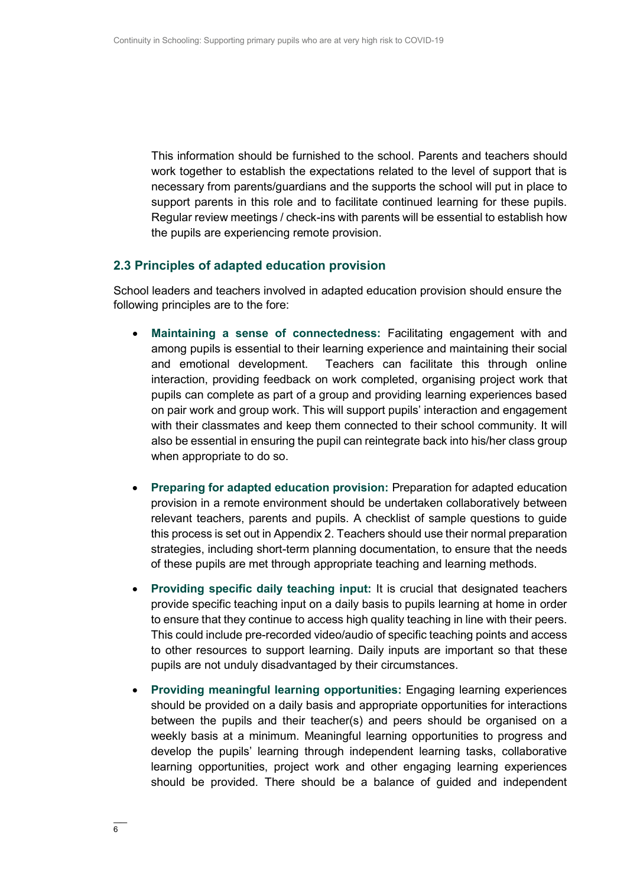This information should be furnished to the school. Parents and teachers should work together to establish the expectations related to the level of support that is necessary from parents/guardians and the supports the school will put in place to support parents in this role and to facilitate continued learning for these pupils. Regular review meetings / check-ins with parents will be essential to establish how the pupils are experiencing remote provision.

### 2.3 Principles of adapted education provision

School leaders and teachers involved in adapted education provision should ensure the following principles are to the fore:

- **Maintaining a sense of connectedness:** Facilitating engagement with and among pupils is essential to their learning experience and maintaining their social and emotional development. Teachers can facilitate this through online interaction, providing feedback on work completed, organising project work that pupils can complete as part of a group and providing learning experiences based on pair work and group work. This will support pupils' interaction and engagement with their classmates and keep them connected to their school community. It will also be essential in ensuring the pupil can reintegrate back into his/her class group when appropriate to do so.

- **Preparing for adapted education provision:** Preparation for adapted education provision in a remote environment should be undertaken collaboratively between relevant teachers, parents and pupils. A checklist of sample questions to guide this process is set out in Appendix 2. Teachers should use their normal preparation strategies, including short-term planning documentation, to ensure that the needs of these pupils are met through appropriate teaching and learning methods.

- **Providing specific daily teaching input:** It is crucial that designated teachers provide specific teaching input on a daily basis to pupils learning at home in order to ensure that they continue to access high quality teaching in line with their peers. This could include pre-recorded video/audio of specific teaching points and access to other resources to support learning. Daily inputs are important so that these pupils are not unduly disadvantaged by their circumstances.

- **Providing meaningful learning opportunities:** Engaging learning experiences should be provided on a daily basis and appropriate opportunities for interactions between the pupils and their teacher(s) and peers should be organised on a weekly basis at a minimum. Meaningful learning opportunities to progress and develop the pupils' learning through independent learning tasks, collaborative learning opportunities, project work and other engaging learning experiences should be provided. There should be a balance of guided and independent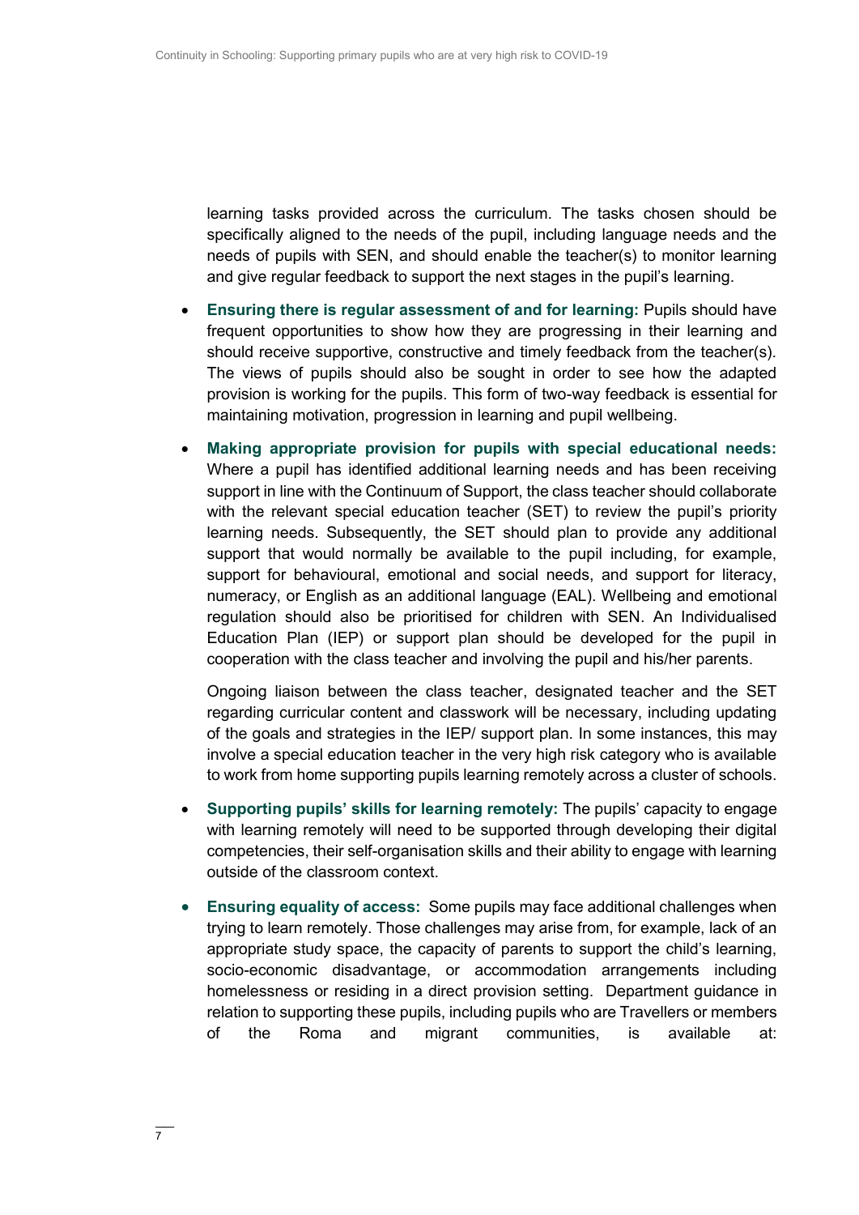learning tasks provided across the curriculum. The tasks chosen should be specifically aligned to the needs of the pupil, including language needs and the needs of pupils with SEN, and should enable the teacher(s) to monitor learning and give regular feedback to support the next stages in the pupil's learning.

- **Ensuring there is regular assessment of and for learning:** Pupils should have frequent opportunities to show how they are progressing in their learning and should receive supportive, constructive and timely feedback from the teacher(s). The views of pupils should also be sought in order to see how the adapted provision is working for the pupils. This form of two-way feedback is essential for maintaining motivation, progression in learning and pupil wellbeing.

- **Making appropriate provision for pupils with special educational needs:** Where a pupil has identified additional learning needs and has been receiving support in line with the Continuum of Support, the class teacher should collaborate with the relevant special education teacher (SET) to review the pupil's priority learning needs. Subsequently, the SET should plan to provide any additional support that would normally be available to the pupil including, for example, support for behavioural, emotional and social needs, and support for literacy, numeracy, or English as an additional language (EAL). Wellbeing and emotional regulation should also be prioritised for children with SEN. An Individualised Education Plan (IEP) or support plan should be developed for the pupil in cooperation with the class teacher and involving the pupil and his/her parents.

  Ongoing liaison between the class teacher, designated teacher and the SET regarding curricular content and classwork will be necessary, including updating of the goals and strategies in the IEP/ support plan. In some instances, this may involve a special education teacher in the very high risk category who is available to work from home supporting pupils learning remotely across a cluster of schools.

- **Supporting pupils' skills for learning remotely:** The pupils' capacity to engage with learning remotely will need to be supported through developing their digital competencies, their self-organisation skills and their ability to engage with learning outside of the classroom context.

- **Ensuring equality of access:** Some pupils may face additional challenges when trying to learn remotely. Those challenges may arise from, for example, lack of an appropriate study space, the capacity of parents to support the child's learning, socio-economic disadvantage, or accommodation arrangements including homelessness or residing in a direct provision setting. Department guidance in relation to supporting these pupils, including pupils who are Travellers or members of the Roma and migrant communities, is available at: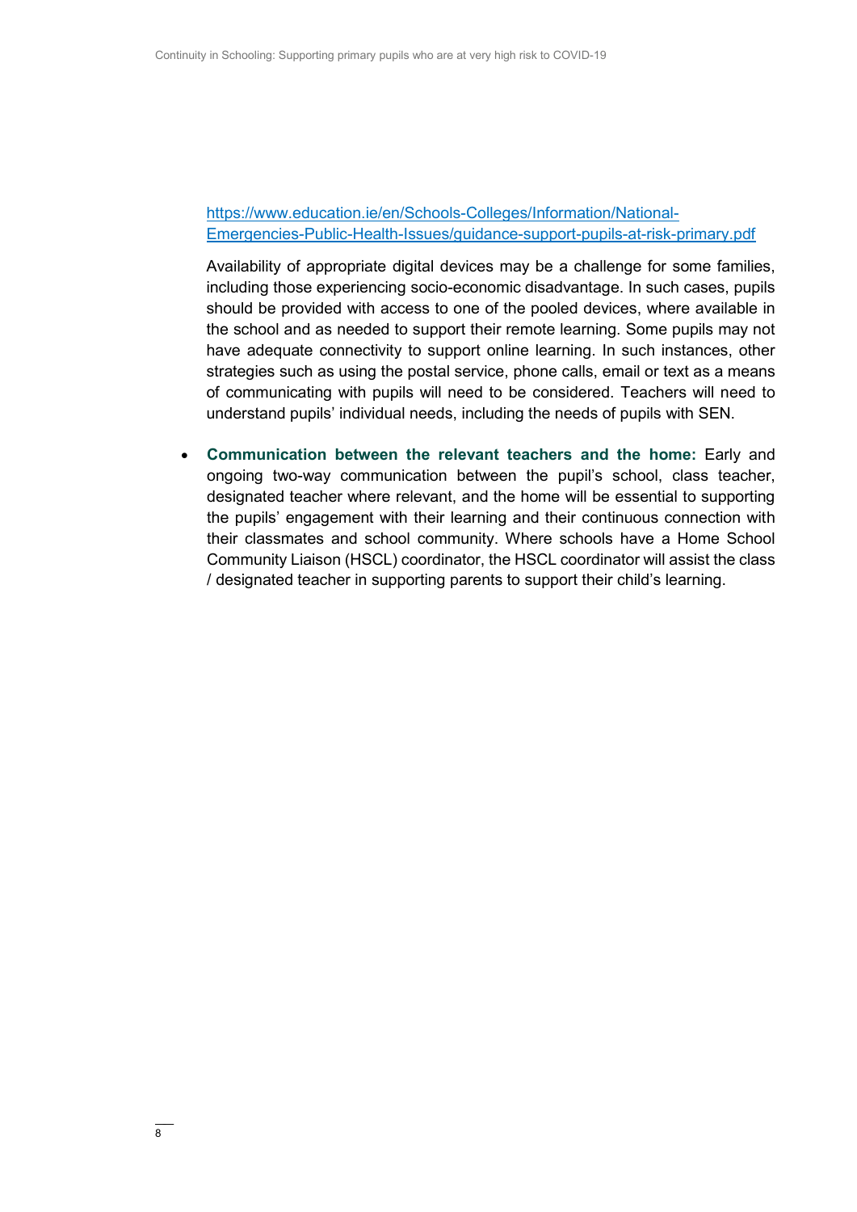https://www.education.ie/en/Schools-Colleges/Information/National-Emergencies-Public-Health-Issues/guidance-support-pupils-at-risk-primary.pdf

Availability of appropriate digital devices may be a challenge for some families, including those experiencing socio-economic disadvantage. In such cases, pupils should be provided with access to one of the pooled devices, where available in the school and as needed to support their remote learning. Some pupils may not have adequate connectivity to support online learning. In such instances, other strategies such as using the postal service, phone calls, email or text as a means of communicating with pupils will need to be considered. Teachers will need to understand pupils' individual needs, including the needs of pupils with SEN.

- **Communication between the relevant teachers and the home:** Early and ongoing two-way communication between the pupil's school, class teacher, designated teacher where relevant, and the home will be essential to supporting the pupils' engagement with their learning and their continuous connection with their classmates and school community. Where schools have a Home School Community Liaison (HSCL) coordinator, the HSCL coordinator will assist the class / designated teacher in supporting parents to support their child's learning.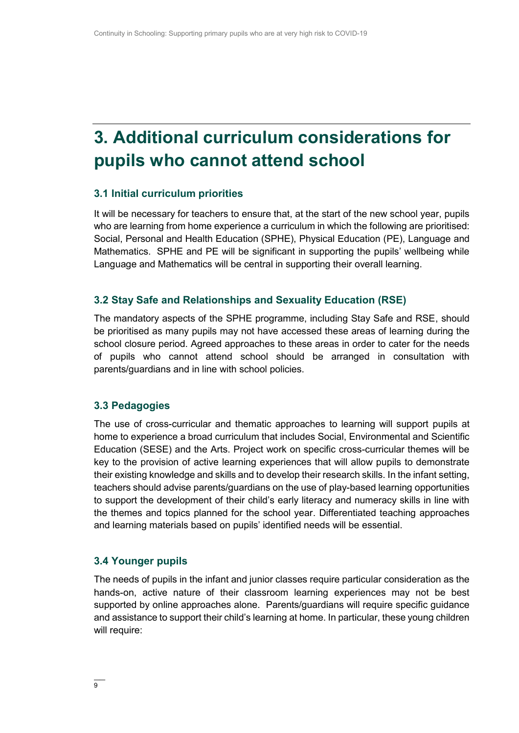# 3. Additional curriculum considerations for pupils who cannot attend school

### 3.1 Initial curriculum priorities

It will be necessary for teachers to ensure that, at the start of the new school year, pupils who are learning from home experience a curriculum in which the following are prioritised: Social, Personal and Health Education (SPHE), Physical Education (PE), Language and Mathematics. SPHE and PE will be significant in supporting the pupils' wellbeing while Language and Mathematics will be central in supporting their overall learning.

### 3.2 Stay Safe and Relationships and Sexuality Education (RSE)

The mandatory aspects of the SPHE programme, including Stay Safe and RSE, should be prioritised as many pupils may not have accessed these areas of learning during the school closure period. Agreed approaches to these areas in order to cater for the needs of pupils who cannot attend school should be arranged in consultation with parents/guardians and in line with school policies.

### 3.3 Pedagogies

The use of cross-curricular and thematic approaches to learning will support pupils at home to experience a broad curriculum that includes Social, Environmental and Scientific Education (SESE) and the Arts. Project work on specific cross-curricular themes will be key to the provision of active learning experiences that will allow pupils to demonstrate their existing knowledge and skills and to develop their research skills. In the infant setting, teachers should advise parents/guardians on the use of play-based learning opportunities to support the development of their child's early literacy and numeracy skills in line with the themes and topics planned for the school year. Differentiated teaching approaches and learning materials based on pupils' identified needs will be essential.

### 3.4 Younger pupils

The needs of pupils in the infant and junior classes require particular consideration as the hands-on, active nature of their classroom learning experiences may not be best supported by online approaches alone. Parents/guardians will require specific guidance and assistance to support their child's learning at home. In particular, these young children will require: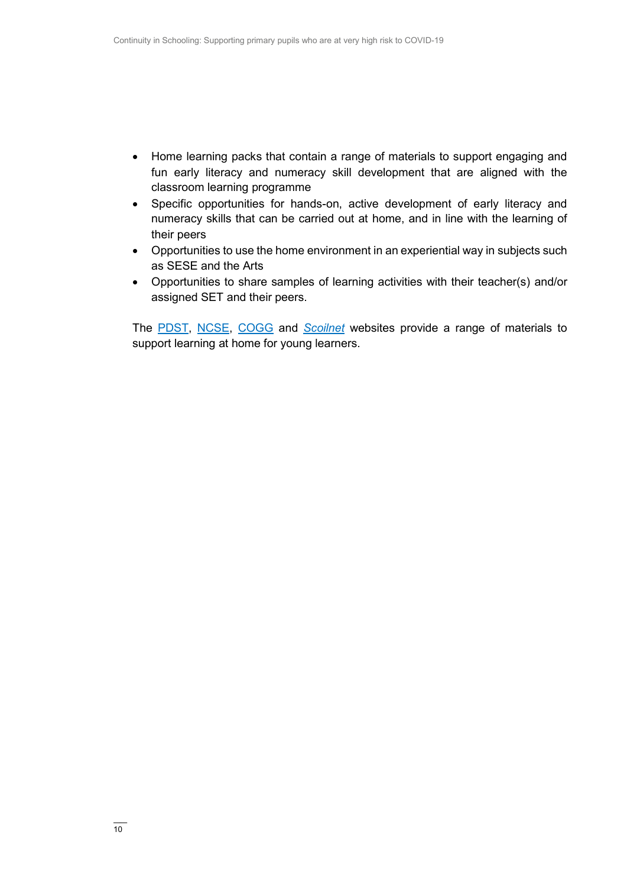- Home learning packs that contain a range of materials to support engaging and fun early literacy and numeracy skill development that are aligned with the classroom learning programme
- Specific opportunities for hands-on, active development of early literacy and numeracy skills that can be carried out at home, and in line with the learning of their peers
- Opportunities to use the home environment in an experiential way in subjects such as SESE and the Arts
- Opportunities to share samples of learning activities with their teacher(s) and/or assigned SET and their peers.

The PDST, NCSE, COGG and *Scoilnet* websites provide a range of materials to support learning at home for young learners.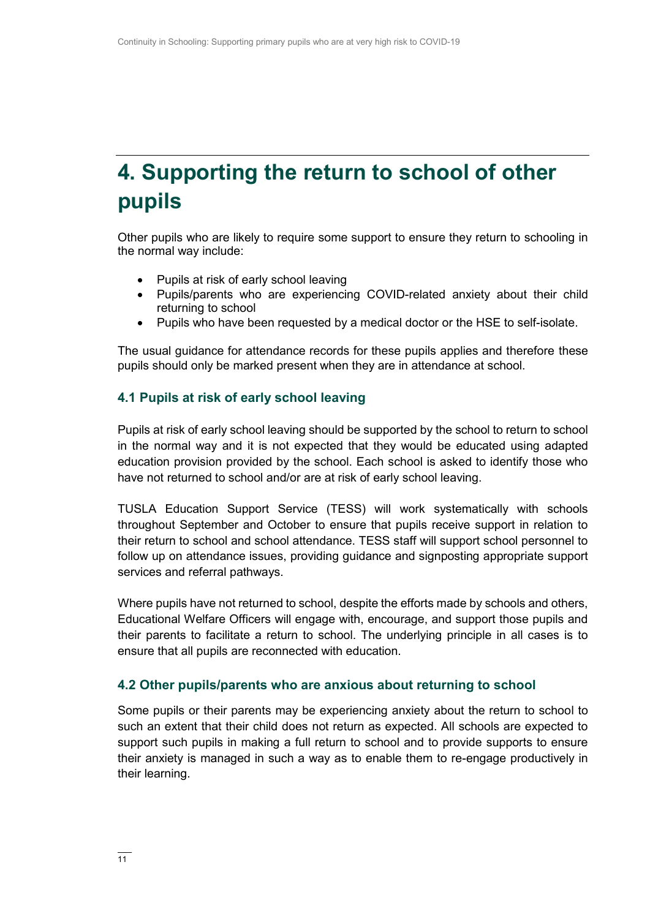# 4. Supporting the return to school of other pupils

Other pupils who are likely to require some support to ensure they return to schooling in the normal way include:

- Pupils at risk of early school leaving
- Pupils/parents who are experiencing COVID-related anxiety about their child returning to school
- Pupils who have been requested by a medical doctor or the HSE to self-isolate.

The usual guidance for attendance records for these pupils applies and therefore these pupils should only be marked present when they are in attendance at school.

## 4.1 Pupils at risk of early school leaving

Pupils at risk of early school leaving should be supported by the school to return to school in the normal way and it is not expected that they would be educated using adapted education provision provided by the school. Each school is asked to identify those who have not returned to school and/or are at risk of early school leaving.

TUSLA Education Support Service (TESS) will work systematically with schools throughout September and October to ensure that pupils receive support in relation to their return to school and school attendance. TESS staff will support school personnel to follow up on attendance issues, providing guidance and signposting appropriate support services and referral pathways.

Where pupils have not returned to school, despite the efforts made by schools and others, Educational Welfare Officers will engage with, encourage, and support those pupils and their parents to facilitate a return to school. The underlying principle in all cases is to ensure that all pupils are reconnected with education.

## 4.2 Other pupils/parents who are anxious about returning to school

Some pupils or their parents may be experiencing anxiety about the return to school to such an extent that their child does not return as expected. All schools are expected to support such pupils in making a full return to school and to provide supports to ensure their anxiety is managed in such a way as to enable them to re-engage productively in their learning.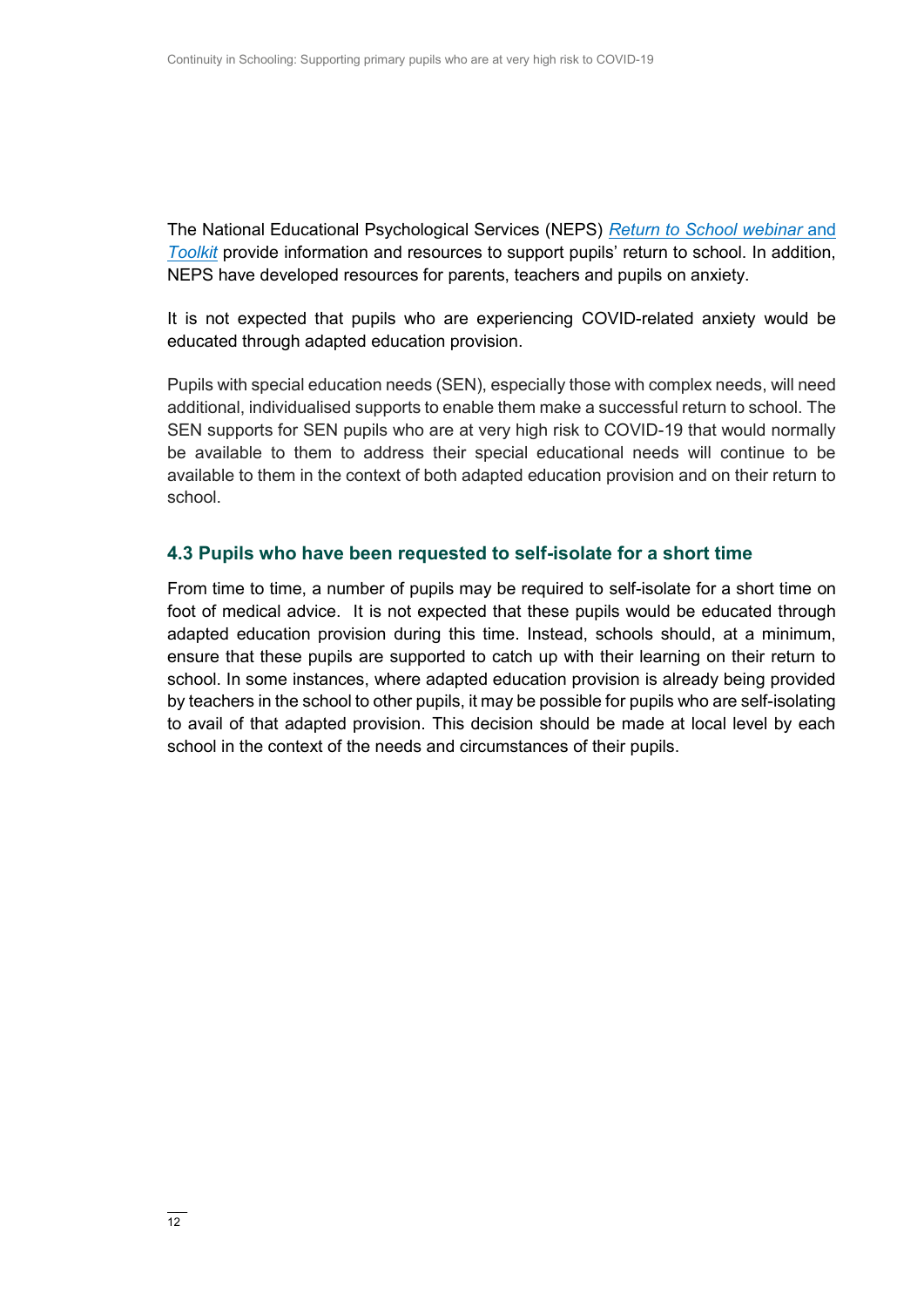The National Educational Psychological Services (NEPS) *Return to School webinar* and *Toolkit* provide information and resources to support pupils' return to school. In addition, NEPS have developed resources for parents, teachers and pupils on anxiety.

It is not expected that pupils who are experiencing COVID-related anxiety would be educated through adapted education provision.

Pupils with special education needs (SEN), especially those with complex needs, will need additional, individualised supports to enable them make a successful return to school. The SEN supports for SEN pupils who are at very high risk to COVID-19 that would normally be available to them to address their special educational needs will continue to be available to them in the context of both adapted education provision and on their return to school.

### 4.3 Pupils who have been requested to self-isolate for a short time

From time to time, a number of pupils may be required to self-isolate for a short time on foot of medical advice. It is not expected that these pupils would be educated through adapted education provision during this time. Instead, schools should, at a minimum, ensure that these pupils are supported to catch up with their learning on their return to school. In some instances, where adapted education provision is already being provided by teachers in the school to other pupils, it may be possible for pupils who are self-isolating to avail of that adapted provision. This decision should be made at local level by each school in the context of the needs and circumstances of their pupils.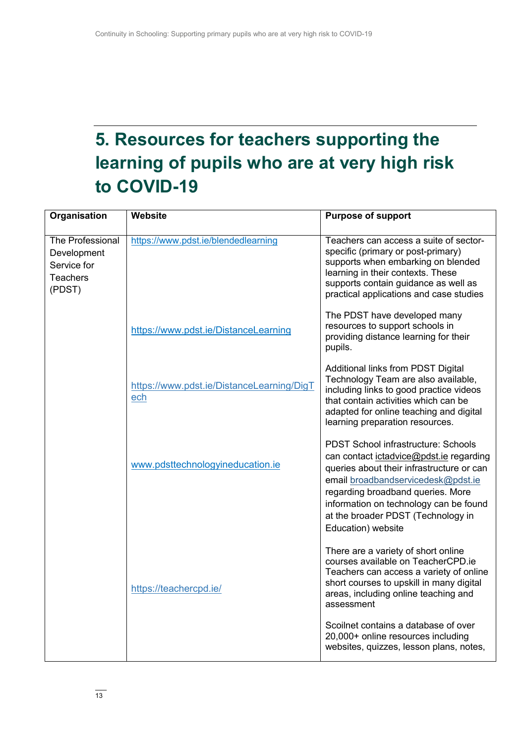# 5. Resources for teachers supporting the learning of pupils who are at very high risk to COVID-19

| Organisation | Website | Purpose of support |
|---|---|---|
| The Professional Development Service for Teachers (PDST) | https://www.pdst.ie/blendedlearning | Teachers can access a suite of sector-specific (primary or post-primary) supports when embarking on blended learning in their contexts. These supports contain guidance as well as practical applications and case studies |
| | https://www.pdst.ie/DistanceLearning | The PDST have developed many resources to support schools in providing distance learning for their pupils. |
| | https://www.pdst.ie/DistanceLearning/DigTech | Additional links from PDST Digital Technology Team are also available, including links to good practice videos that contain activities which can be adapted for online teaching and digital learning preparation resources. |
| | www.pdsttechnologyineducation.ie | PDST School infrastructure: Schools can contact ictadvice@pdst.ie regarding queries about their infrastructure or can email broadbandservicedesk@pdst.ie regarding broadband queries. More information on technology can be found at the broader PDST (Technology in Education) website |
| | https://teachercpd.ie/ | There are a variety of short online courses available on TeacherCPD.ie Teachers can access a variety of online short courses to upskill in many digital areas, including online teaching and assessment |
| | | Scoilnet contains a database of over 20,000+ online resources including websites, quizzes, lesson plans, notes, |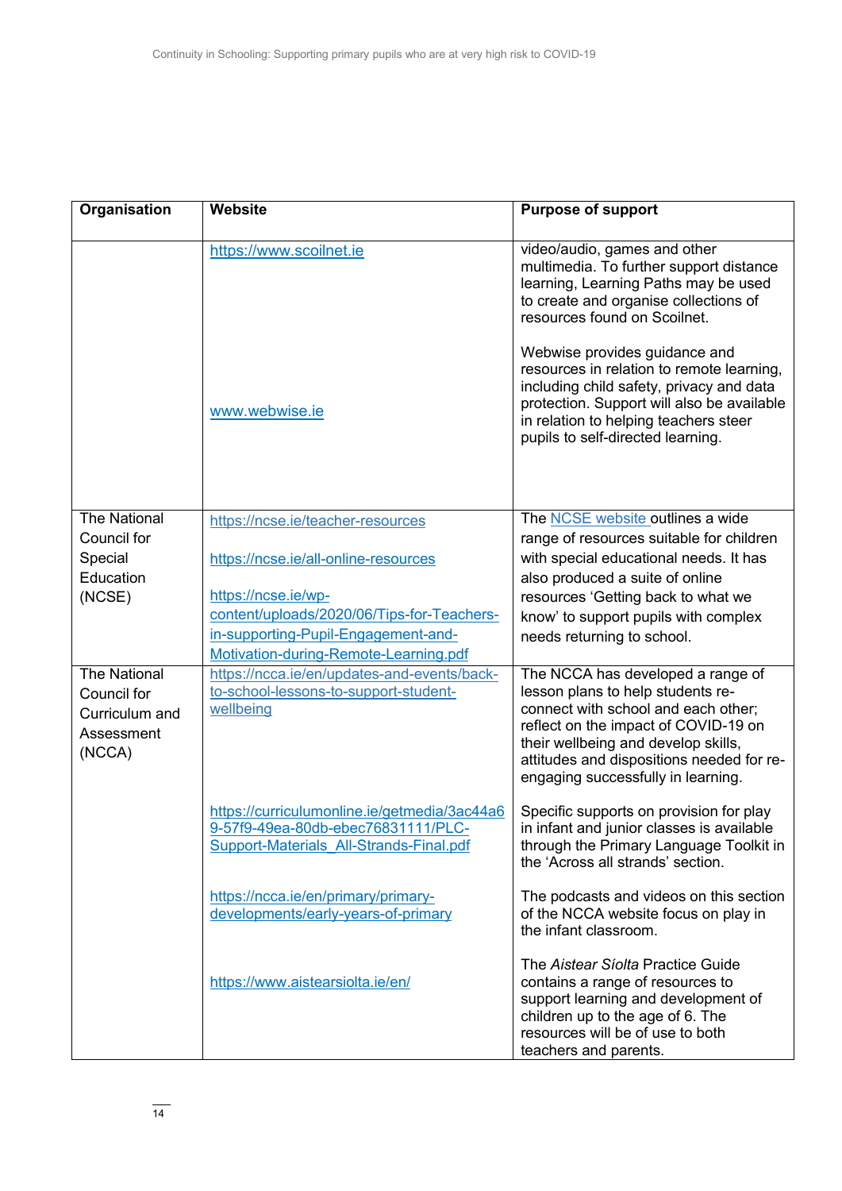| Organisation | Website | Purpose of support |
| --- | --- | --- |
| | https://www.scoilnet.ie | video/audio, games and other multimedia. To further support distance learning, Learning Paths may be used to create and organise collections of resources found on Scoilnet. |
| | www.webwise.ie | Webwise provides guidance and resources in relation to remote learning, including child safety, privacy and data protection. Support will also be available in relation to helping teachers steer pupils to self-directed learning. |
| The National Council for Special Education (NCSE) | https://ncse.ie/teacher-resources<br><br>https://ncse.ie/all-online-resources<br><br>https://ncse.ie/wp-content/uploads/2020/06/Tips-for-Teachers-in-supporting-Pupil-Engagement-and-Motivation-during-Remote-Learning.pdf | The NCSE website outlines a wide range of resources suitable for children with special educational needs. It has also produced a suite of online resources 'Getting back to what we know' to support pupils with complex needs returning to school. |
| The National Council for Curriculum and Assessment (NCCA) | https://ncca.ie/en/updates-and-events/back-to-school-lessons-to-support-student-wellbeing | The NCCA has developed a range of lesson plans to help students re-connect with school and each other; reflect on the impact of COVID-19 on their wellbeing and develop skills, attitudes and dispositions needed for re-engaging successfully in learning. |
| | https://curriculumonline.ie/getmedia/3ac44a69-57f9-49ea-80db-ebec76831111/PLC-Support-Materials_All-Strands-Final.pdf | Specific supports on provision for play in infant and junior classes is available through the Primary Language Toolkit in the 'Across all strands' section. |
| | https://ncca.ie/en/primary/primary-developments/early-years-of-primary | The podcasts and videos on this section of the NCCA website focus on play in the infant classroom. |
| | https://www.aistearsiolta.ie/en/ | The *Aistear Síolta* Practice Guide contains a range of resources to support learning and development of children up to the age of 6. The resources will be of use to both teachers and parents. |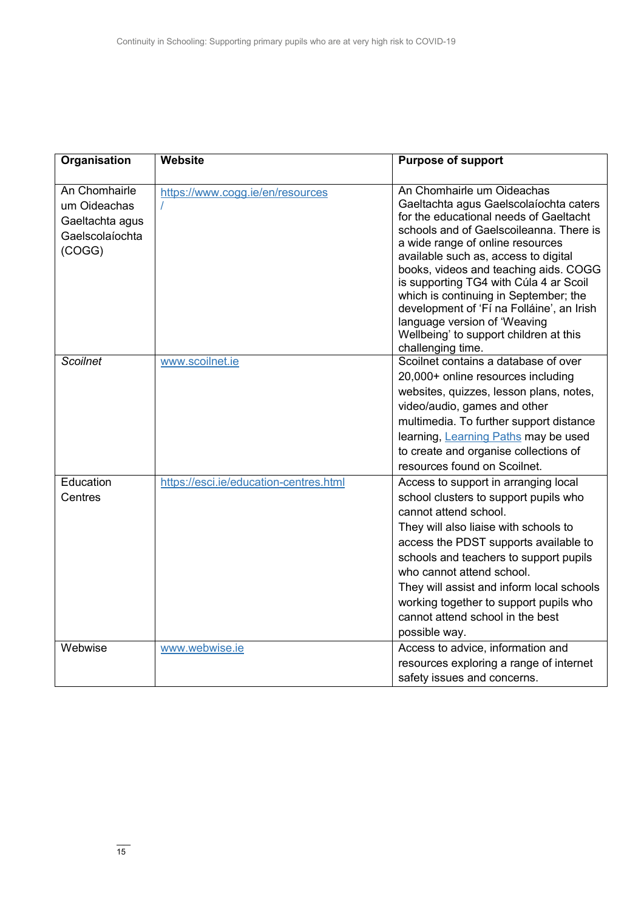| Organisation | Website | Purpose of support |
|---|---|---|
| An Chomhairle um Oideachas Gaeltachta agus Gaelscolaíochta (COGG) | https://www.cogg.ie/en/resources/ | An Chomhairle um Oideachas Gaeltachta agus Gaelscolaíochta caters for the educational needs of Gaeltacht schools and of Gaelscoileanna. There is a wide range of online resources available such as, access to digital books, videos and teaching aids. COGG is supporting TG4 with Cúla 4 ar Scoil which is continuing in September; the development of 'Fí na Folláine', an Irish language version of 'Weaving Wellbeing' to support children at this challenging time. |
| *Scoilnet* | www.scoilnet.ie | Scoilnet contains a database of over 20,000+ online resources including websites, quizzes, lesson plans, notes, video/audio, games and other multimedia. To further support distance learning, Learning Paths may be used to create and organise collections of resources found on Scoilnet. |
| Education Centres | https://esci.ie/education-centres.html | Access to support in arranging local school clusters to support pupils who cannot attend school.<br>They will also liaise with schools to access the PDST supports available to schools and teachers to support pupils who cannot attend school.<br>They will assist and inform local schools working together to support pupils who cannot attend school in the best possible way. |
| Webwise | www.webwise.ie | Access to advice, information and resources exploring a range of internet safety issues and concerns. |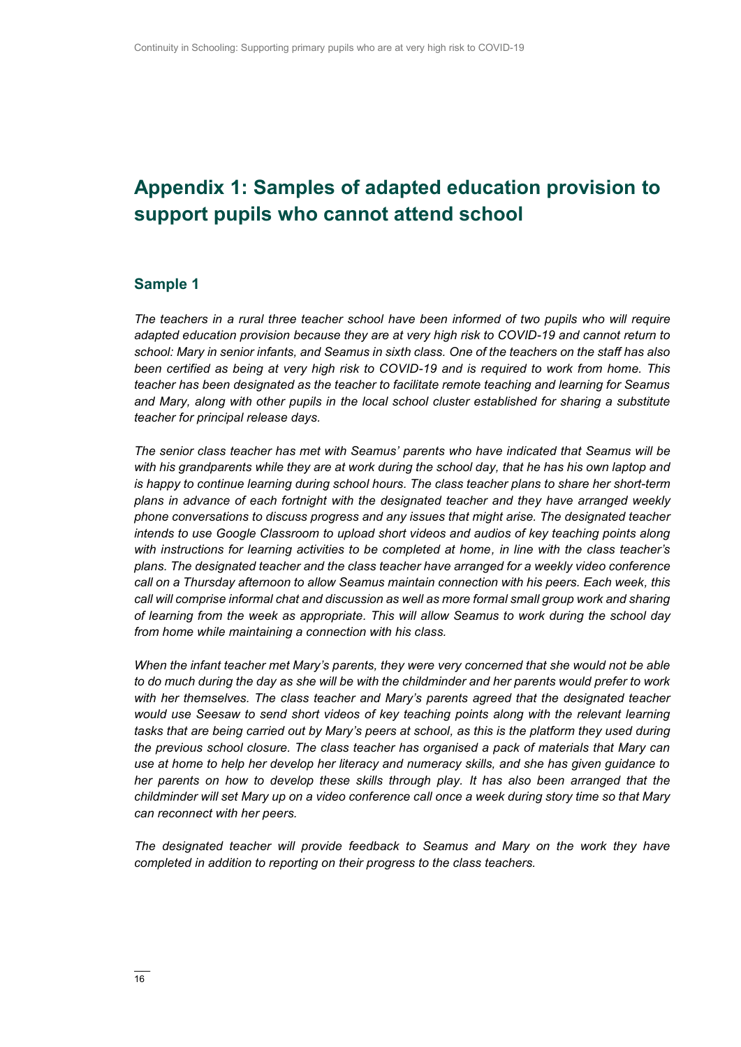# Appendix 1: Samples of adapted education provision to support pupils who cannot attend school

## Sample 1

*The teachers in a rural three teacher school have been informed of two pupils who will require adapted education provision because they are at very high risk to COVID-19 and cannot return to school: Mary in senior infants, and Seamus in sixth class. One of the teachers on the staff has also been certified as being at very high risk to COVID-19 and is required to work from home. This teacher has been designated as the teacher to facilitate remote teaching and learning for Seamus and Mary, along with other pupils in the local school cluster established for sharing a substitute teacher for principal release days.*

*The senior class teacher has met with Seamus' parents who have indicated that Seamus will be with his grandparents while they are at work during the school day, that he has his own laptop and is happy to continue learning during school hours. The class teacher plans to share her short-term plans in advance of each fortnight with the designated teacher and they have arranged weekly phone conversations to discuss progress and any issues that might arise. The designated teacher intends to use Google Classroom to upload short videos and audios of key teaching points along with instructions for learning activities to be completed at home, in line with the class teacher's plans. The designated teacher and the class teacher have arranged for a weekly video conference call on a Thursday afternoon to allow Seamus maintain connection with his peers. Each week, this call will comprise informal chat and discussion as well as more formal small group work and sharing of learning from the week as appropriate. This will allow Seamus to work during the school day from home while maintaining a connection with his class.*

*When the infant teacher met Mary's parents, they were very concerned that she would not be able to do much during the day as she will be with the childminder and her parents would prefer to work with her themselves. The class teacher and Mary's parents agreed that the designated teacher would use Seesaw to send short videos of key teaching points along with the relevant learning tasks that are being carried out by Mary's peers at school, as this is the platform they used during the previous school closure. The class teacher has organised a pack of materials that Mary can use at home to help her develop her literacy and numeracy skills, and she has given guidance to her parents on how to develop these skills through play. It has also been arranged that the childminder will set Mary up on a video conference call once a week during story time so that Mary can reconnect with her peers.*

*The designated teacher will provide feedback to Seamus and Mary on the work they have completed in addition to reporting on their progress to the class teachers.*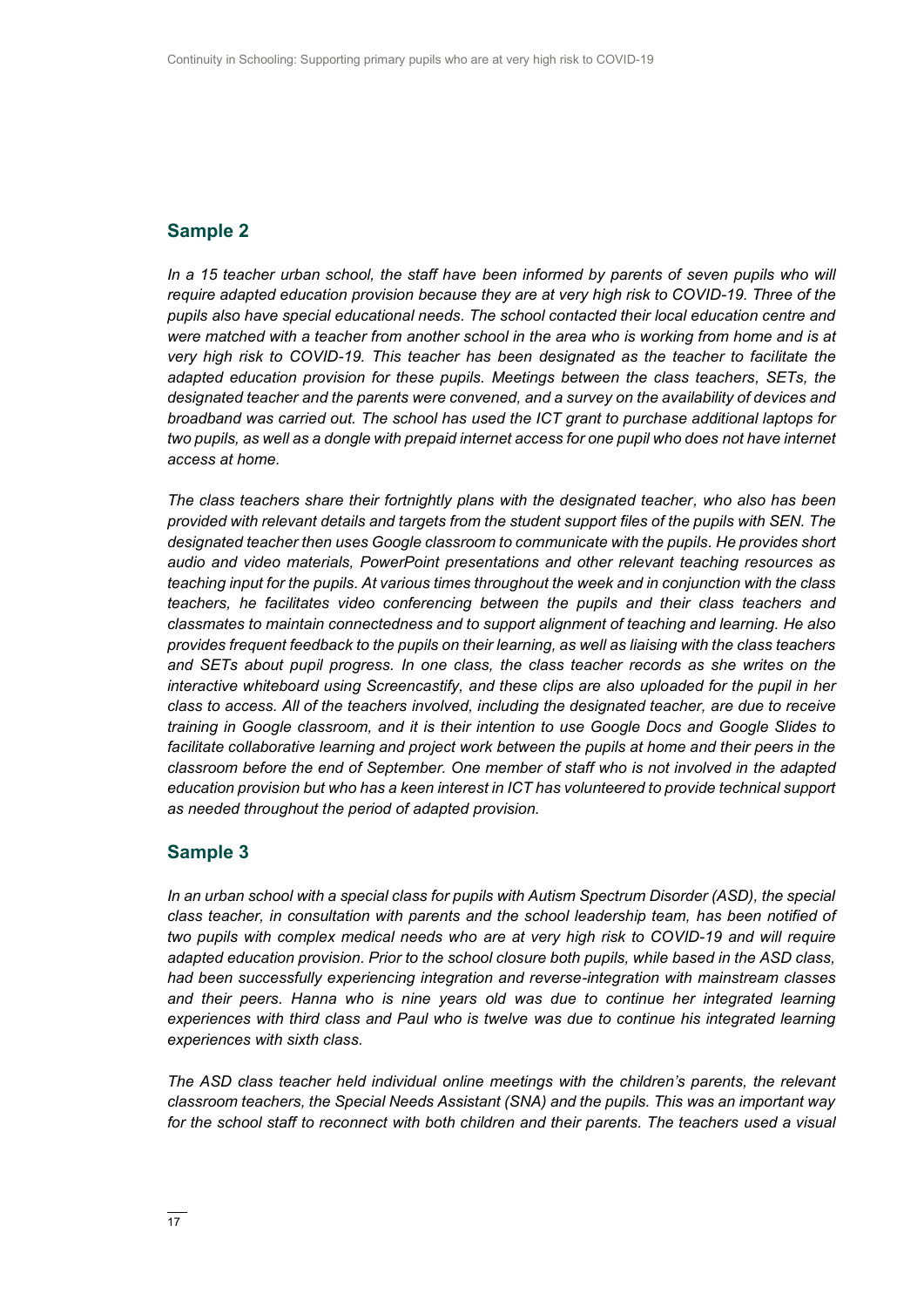## Sample 2

*In a 15 teacher urban school, the staff have been informed by parents of seven pupils who will require adapted education provision because they are at very high risk to COVID-19. Three of the pupils also have special educational needs. The school contacted their local education centre and were matched with a teacher from another school in the area who is working from home and is at very high risk to COVID-19. This teacher has been designated as the teacher to facilitate the adapted education provision for these pupils. Meetings between the class teachers, SETs, the designated teacher and the parents were convened, and a survey on the availability of devices and broadband was carried out. The school has used the ICT grant to purchase additional laptops for two pupils, as well as a dongle with prepaid internet access for one pupil who does not have internet access at home.*

*The class teachers share their fortnightly plans with the designated teacher, who also has been provided with relevant details and targets from the student support files of the pupils with SEN. The designated teacher then uses Google classroom to communicate with the pupils. He provides short audio and video materials, PowerPoint presentations and other relevant teaching resources as teaching input for the pupils. At various times throughout the week and in conjunction with the class teachers, he facilitates video conferencing between the pupils and their class teachers and classmates to maintain connectedness and to support alignment of teaching and learning. He also provides frequent feedback to the pupils on their learning, as well as liaising with the class teachers and SETs about pupil progress. In one class, the class teacher records as she writes on the interactive whiteboard using Screencastify, and these clips are also uploaded for the pupil in her class to access. All of the teachers involved, including the designated teacher, are due to receive training in Google classroom, and it is their intention to use Google Docs and Google Slides to facilitate collaborative learning and project work between the pupils at home and their peers in the classroom before the end of September. One member of staff who is not involved in the adapted education provision but who has a keen interest in ICT has volunteered to provide technical support as needed throughout the period of adapted provision.*

## Sample 3

*In an urban school with a special class for pupils with Autism Spectrum Disorder (ASD), the special class teacher, in consultation with parents and the school leadership team, has been notified of two pupils with complex medical needs who are at very high risk to COVID-19 and will require adapted education provision. Prior to the school closure both pupils, while based in the ASD class, had been successfully experiencing integration and reverse-integration with mainstream classes and their peers. Hanna who is nine years old was due to continue her integrated learning experiences with third class and Paul who is twelve was due to continue his integrated learning experiences with sixth class.*

*The ASD class teacher held individual online meetings with the children's parents, the relevant classroom teachers, the Special Needs Assistant (SNA) and the pupils. This was an important way for the school staff to reconnect with both children and their parents. The teachers used a visual*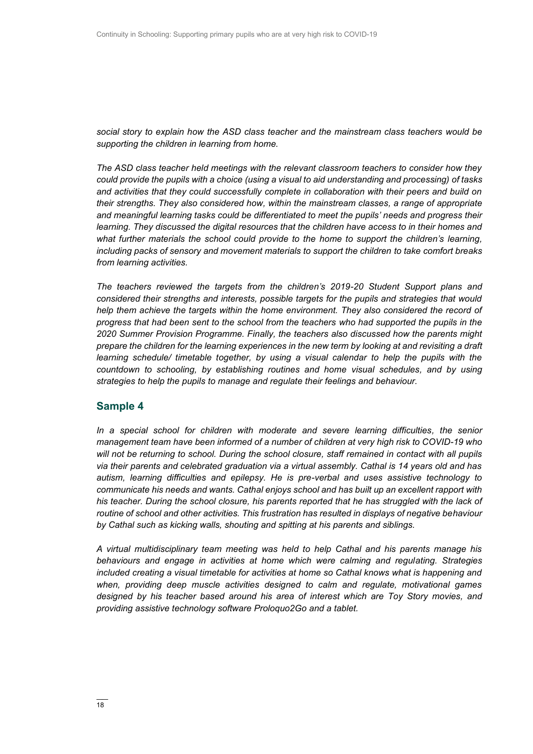*social story to explain how the ASD class teacher and the mainstream class teachers would be supporting the children in learning from home.*

*The ASD class teacher held meetings with the relevant classroom teachers to consider how they could provide the pupils with a choice (using a visual to aid understanding and processing) of tasks and activities that they could successfully complete in collaboration with their peers and build on their strengths. They also considered how, within the mainstream classes, a range of appropriate and meaningful learning tasks could be differentiated to meet the pupils' needs and progress their learning. They discussed the digital resources that the children have access to in their homes and what further materials the school could provide to the home to support the children's learning, including packs of sensory and movement materials to support the children to take comfort breaks from learning activities.*

*The teachers reviewed the targets from the children's 2019-20 Student Support plans and considered their strengths and interests, possible targets for the pupils and strategies that would help them achieve the targets within the home environment. They also considered the record of progress that had been sent to the school from the teachers who had supported the pupils in the 2020 Summer Provision Programme. Finally, the teachers also discussed how the parents might prepare the children for the learning experiences in the new term by looking at and revisiting a draft learning schedule/ timetable together, by using a visual calendar to help the pupils with the countdown to schooling, by establishing routines and home visual schedules, and by using strategies to help the pupils to manage and regulate their feelings and behaviour.*

## Sample 4

*In a special school for children with moderate and severe learning difficulties, the senior management team have been informed of a number of children at very high risk to COVID-19 who will not be returning to school. During the school closure, staff remained in contact with all pupils via their parents and celebrated graduation via a virtual assembly. Cathal is 14 years old and has autism, learning difficulties and epilepsy. He is pre-verbal and uses assistive technology to communicate his needs and wants. Cathal enjoys school and has built up an excellent rapport with his teacher. During the school closure, his parents reported that he has struggled with the lack of routine of school and other activities. This frustration has resulted in displays of negative behaviour by Cathal such as kicking walls, shouting and spitting at his parents and siblings.*

*A virtual multidisciplinary team meeting was held to help Cathal and his parents manage his behaviours and engage in activities at home which were calming and regulating. Strategies included creating a visual timetable for activities at home so Cathal knows what is happening and when, providing deep muscle activities designed to calm and regulate, motivational games designed by his teacher based around his area of interest which are Toy Story movies, and providing assistive technology software Proloquo2Go and a tablet.*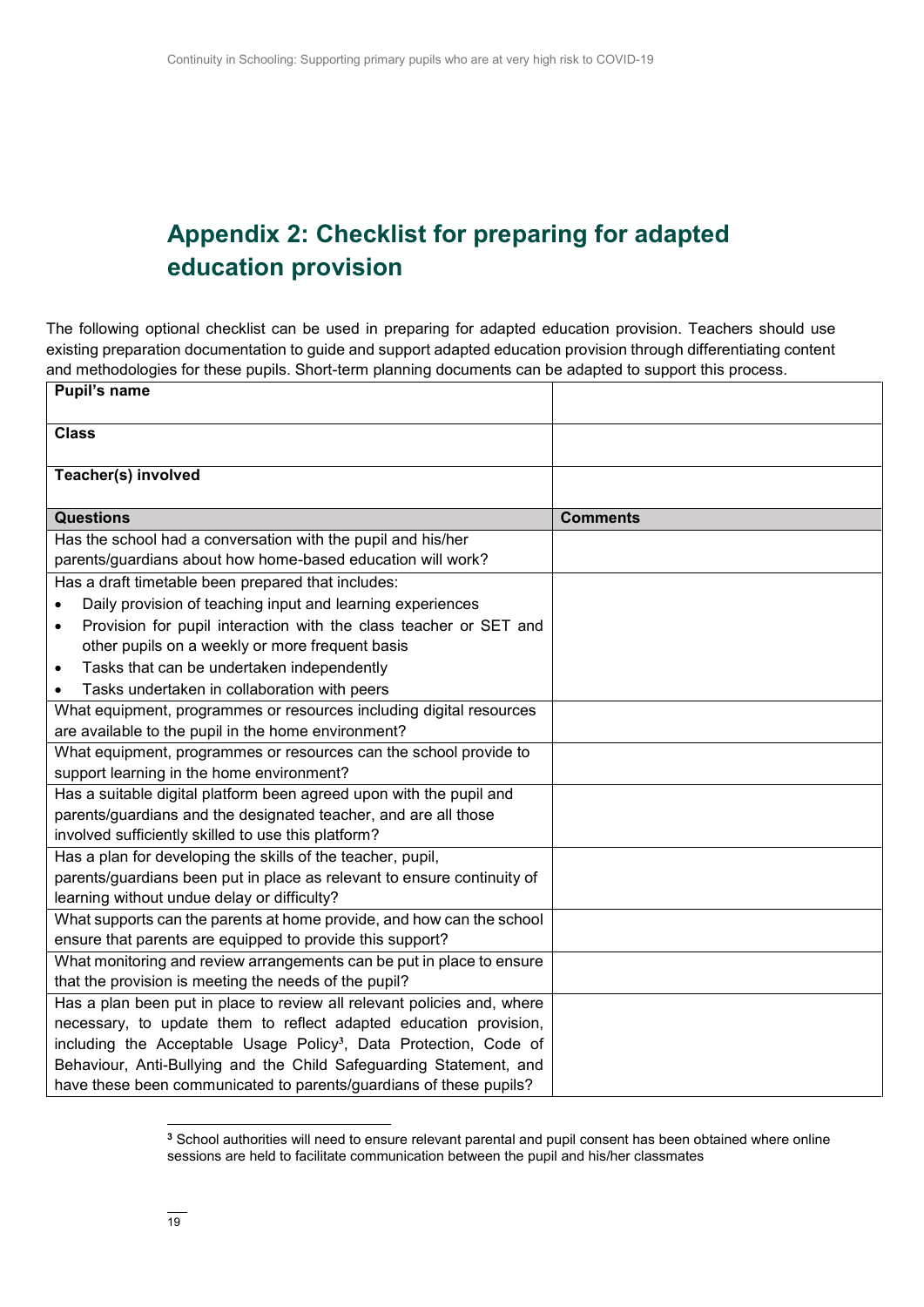## Appendix 2: Checklist for preparing for adapted education provision

The following optional checklist can be used in preparing for adapted education provision. Teachers should use existing preparation documentation to guide and support adapted education provision through differentiating content and methodologies for these pupils. Short-term planning documents can be adapted to support this process.

| **Pupil's name** | |
|---|---|
| **Class** | |
| **Teacher(s) involved** | |
| **Questions** | **Comments** |
| Has the school had a conversation with the pupil and his/her parents/guardians about how home-based education will work? | |
| Has a draft timetable been prepared that includes:<br>• Daily provision of teaching input and learning experiences<br>• Provision for pupil interaction with the class teacher or SET and other pupils on a weekly or more frequent basis<br>• Tasks that can be undertaken independently<br>• Tasks undertaken in collaboration with peers | |
| What equipment, programmes or resources including digital resources are available to the pupil in the home environment? | |
| What equipment, programmes or resources can the school provide to support learning in the home environment? | |
| Has a suitable digital platform been agreed upon with the pupil and parents/guardians and the designated teacher, and are all those involved sufficiently skilled to use this platform? | |
| Has a plan for developing the skills of the teacher, pupil, parents/guardians been put in place as relevant to ensure continuity of learning without undue delay or difficulty? | |
| What supports can the parents at home provide, and how can the school ensure that parents are equipped to provide this support? | |
| What monitoring and review arrangements can be put in place to ensure that the provision is meeting the needs of the pupil? | |
| Has a plan been put in place to review all relevant policies and, where necessary, to update them to reflect adapted education provision, including the Acceptable Usage Policy[3], Data Protection, Code of Behaviour, Anti-Bullying and the Child Safeguarding Statement, and have these been communicated to parents/guardians of these pupils? | |

[3] School authorities will need to ensure relevant parental and pupil consent has been obtained where online sessions are held to facilitate communication between the pupil and his/her classmates